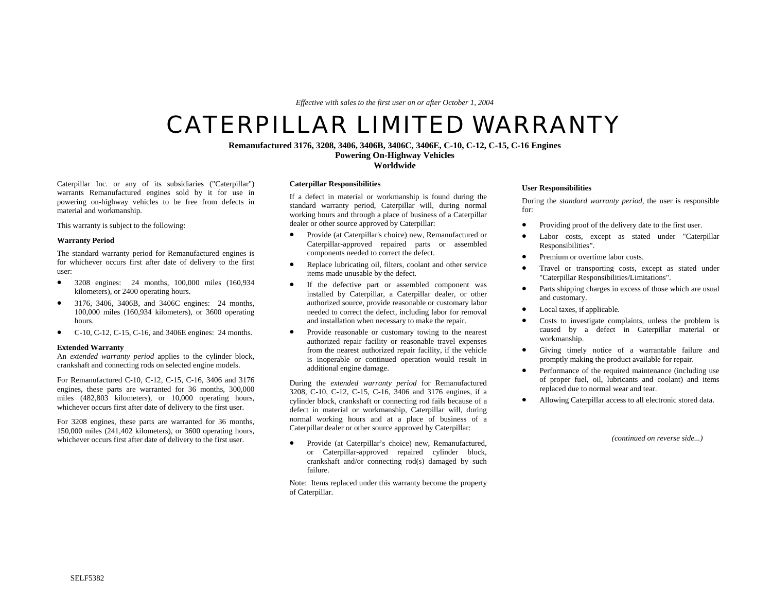*Effective with sales to the first user on or after October 1, 2004*

# CATERPILLAR LIMITED WARRANTY

**Remanufactured 3176, 3208, 3406, 3406B, 3406C, 3406E, C-10, C-12, C-15, C-16 Engines**
**Powering On-Highway Vehicles**
**Worldwide**

Caterpillar Inc. or any of its subsidiaries ("Caterpillar") warrants Remanufactured engines sold by it for use in powering on-highway vehicles to be free from defects in material and workmanship.

This warranty is subject to the following:

**Warranty Period**

The standard warranty period for Remanufactured engines is for whichever occurs first after date of delivery to the first user:

- 3208 engines: 24 months, 100,000 miles (160,934 kilometers), or 2400 operating hours.
- 3176, 3406, 3406B, and 3406C engines: 24 months, 100,000 miles (160,934 kilometers), or 3600 operating hours.
- C-10, C-12, C-15, C-16, and 3406E engines: 24 months.

**Extended Warranty**
An *extended warranty period* applies to the cylinder block, crankshaft and connecting rods on selected engine models.

For Remanufactured C-10, C-12, C-15, C-16, 3406 and 3176 engines, these parts are warranted for 36 months, 300,000 miles (482,803 kilometers), or 10,000 operating hours, whichever occurs first after date of delivery to the first user.

For 3208 engines, these parts are warranted for 36 months, 150,000 miles (241,402 kilometers), or 3600 operating hours, whichever occurs first after date of delivery to the first user.

**Caterpillar Responsibilities**

If a defect in material or workmanship is found during the standard warranty period, Caterpillar will, during normal working hours and through a place of business of a Caterpillar dealer or other source approved by Caterpillar:

- Provide (at Caterpillar's choice) new, Remanufactured or Caterpillar-approved repaired parts or assembled components needed to correct the defect.
- Replace lubricating oil, filters, coolant and other service items made unusable by the defect.
- If the defective part or assembled component was installed by Caterpillar, a Caterpillar dealer, or other authorized source, provide reasonable or customary labor needed to correct the defect, including labor for removal and installation when necessary to make the repair.
- Provide reasonable or customary towing to the nearest authorized repair facility or reasonable travel expenses from the nearest authorized repair facility, if the vehicle is inoperable or continued operation would result in additional engine damage.

During the *extended warranty period* for Remanufactured 3208, C-10, C-12, C-15, C-16, 3406 and 3176 engines, if a cylinder block, crankshaft or connecting rod fails because of a defect in material or workmanship, Caterpillar will, during normal working hours and at a place of business of a Caterpillar dealer or other source approved by Caterpillar:

- Provide (at Caterpillar's choice) new, Remanufactured, or Caterpillar-approved repaired cylinder block, crankshaft and/or connecting rod(s) damaged by such failure.

Note: Items replaced under this warranty become the property of Caterpillar.

**User Responsibilities**

During the *standard warranty period*, the user is responsible for:

- Providing proof of the delivery date to the first user.
- Labor costs, except as stated under "Caterpillar Responsibilities".
- Premium or overtime labor costs.
- Travel or transporting costs, except as stated under "Caterpillar Responsibilities/Limitations".
- Parts shipping charges in excess of those which are usual and customary.
- Local taxes, if applicable.
- Costs to investigate complaints, unless the problem is caused by a defect in Caterpillar material or workmanship.
- Giving timely notice of a warrantable failure and promptly making the product available for repair.
- Performance of the required maintenance (including use of proper fuel, oil, lubricants and coolant) and items replaced due to normal wear and tear.
- Allowing Caterpillar access to all electronic stored data.

*(continued on reverse side...)*

SELF5382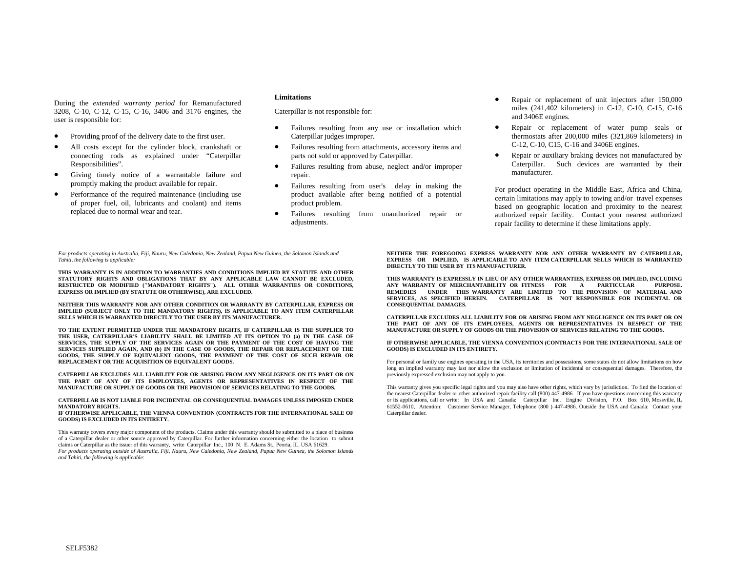During the *extended warranty period* for Remanufactured 3208, C-10, C-12, C-15, C-16, 3406 and 3176 engines, the user is responsible for:

- Providing proof of the delivery date to the first user.
- All costs except for the cylinder block, crankshaft or connecting rods as explained under "Caterpillar Responsibilities".
- Giving timely notice of a warrantable failure and promptly making the product available for repair.
- Performance of the required maintenance (including use of proper fuel, oil, lubricants and coolant) and items replaced due to normal wear and tear.

**Limitations**

Caterpillar is not responsible for:

- Failures resulting from any use or installation which Caterpillar judges improper.
- Failures resulting from attachments, accessory items and parts not sold or approved by Caterpillar.
- Failures resulting from abuse, neglect and/or improper repair.
- Failures resulting from user's delay in making the product available after being notified of a potential product problem.
- Failures resulting from unauthorized repair or adjustments.
- Repair or replacement of unit injectors after 150,000 miles (241,402 kilometers) in C-12, C-10, C-15, C-16 and 3406E engines.
- Repair or replacement of water pump seals or thermostats after 200,000 miles (321,869 kilometers) in C-12, C-10, C15, C-16 and 3406E engines.
- Repair or auxiliary braking devices not manufactured by Caterpillar. Such devices are warranted by their manufacturer.

For product operating in the Middle East, Africa and China, certain limitations may apply to towing and/or travel expenses based on geographic location and proximity to the nearest authorized repair facility. Contact your nearest authorized repair facility to determine if these limitations apply.

*For products operating in Australia, Fiji, Nauru, New Caledonia, New Zealand, Papua New Guinea, the Solomon Islands and Tahiti, the following is applicable:*

**THIS WARRANTY IS IN ADDITION TO WARRANTIES AND CONDITIONS IMPLIED BY STATUTE AND OTHER STATUTORY RIGHTS AND OBLIGATIONS THAT BY ANY APPLICABLE LAW CANNOT BE EXCLUDED, RESTRICTED OR MODIFIED ("MANDATORY RIGHTS"). ALL OTHER WARRANTIES OR CONDITIONS, EXPRESS OR IMPLIED (BY STATUTE OR OTHERWISE), ARE EXCLUDED.**

**NEITHER THIS WARRANTY NOR ANY OTHER CONDITION OR WARRANTY BY CATERPILLAR, EXPRESS OR IMPLIED (SUBJECT ONLY TO THE MANDATORY RIGHTS), IS APPLICABLE TO ANY ITEM CATERPILLAR SELLS WHICH IS WARRANTED DIRECTLY TO THE USER BY ITS MANUFACTURER.**

**TO THE EXTENT PERMITTED UNDER THE MANDATORY RIGHTS, IF CATERPILLAR IS THE SUPPLIER TO THE USER, CATERPILLAR'S LIABILITY SHALL BE LIMITED AT ITS OPTION TO (a) IN THE CASE OF SERVICES, THE SUPPLY OF THE SERVICES AGAIN OR THE PAYMENT OF THE COST OF HAVING THE SERVICES SUPPLIED AGAIN, AND (b) IN THE CASE OF GOODS, THE REPAIR OR REPLACEMENT OF THE GOODS, THE SUPPLY OF EQUIVALENT GOODS, THE PAYMENT OF THE COST OF SUCH REPAIR OR REPLACEMENT OR THE ACQUISITION OF EQUIVALENT GOODS.**

**CATERPILLAR EXCLUDES ALL LIABILITY FOR OR ARISING FROM ANY NEGLIGENCE ON ITS PART OR ON THE PART OF ANY OF ITS EMPLOYEES, AGENTS OR REPRESENTATIVES IN RESPECT OF THE MANUFACTURE OR SUPPLY OF GOODS OR THE PROVISION OF SERVICES RELATING TO THE GOODS.**

**CATERPILLAR IS NOT LIABLE FOR INCIDENTAL OR CONSEQUENTIAL DAMAGES UNLESS IMPOSED UNDER MANDATORY RIGHTS.**
**IF OTHERWISE APPLICABLE, THE VIENNA CONVENTION (CONTRACTS FOR THE INTERNATIONAL SALE OF GOODS) IS EXCLUDED IN ITS ENTIRETY.**

This warranty covers every major component of the products. Claims under this warranty should be submitted to a place of business of a Caterpillar dealer or other source approved by Caterpillar. For further information concerning either the location to submit claims or Caterpillar as the issuer of this warranty, write Caterpillar Inc., 100 N. E. Adams St., Peoria, IL. USA 61629.
*For products operating outside of Australia, Fiji, Nauru, New Caledonia, New Zealand, Papua New Guinea, the Solomon Islands and Tahiti, the following is applicable:*

**NEITHER THE FOREGOING EXPRESS WARRANTY NOR ANY OTHER WARRANTY BY CATERPILLAR, EXPRESS OR IMPLIED, IS APPLICABLE TO ANY ITEM CATERPILLAR SELLS WHICH IS WARRANTED DIRECTLY TO THE USER BY ITS MANUFACTURER.**

**THIS WARRANTY IS EXPRESSLY IN LIEU OF ANY OTHER WARRANTIES, EXPRESS OR IMPLIED, INCLUDING ANY WARRANTY OF MERCHANTABILITY OR FITNESS FOR A PARTICULAR PURPOSE. REMEDIES UNDER THIS WARRANTY ARE LIMITED TO THE PROVISION OF MATERIAL AND SERVICES, AS SPECIFIED HEREIN. CATERPILLAR IS NOT RESPONSIBLE FOR INCIDENTAL OR CONSEQUENTIAL DAMAGES.**

**CATERPILLAR EXCLUDES ALL LIABILITY FOR OR ARISING FROM ANY NEGLIGENCE ON ITS PART OR ON THE PART OF ANY OF ITS EMPLOYEES, AGENTS OR REPRESENTATIVES IN RESPECT OF THE MANUFACTURE OR SUPPLY OF GOODS OR THE PROVISION OF SERVICES RELATING TO THE GOODS.**

**IF OTHERWISE APPLICABLE, THE VIENNA CONVENTION (CONTRACTS FOR THE INTERNATIONAL SALE OF GOODS) IS EXCLUDED IN ITS ENTIRETY.**

For personal or family use engines operating in the USA, its territories and possessions, some states do not allow limitations on how long an implied warranty may last nor allow the exclusion or limitation of incidental or consequential damages. Therefore, the previously expressed exclusion may not apply to you.

This warranty gives you specific legal rights and you may also have other rights, which vary by jurisdiction. To find the location of the nearest Caterpillar dealer or other authorized repair facility call (800) 447-4986. If you have questions concerning this warranty or its applications, call or write: In USA and Canada: Caterpillar Inc. Engine Division, P.O. Box 610, Mossville, IL 61552-0610, Attention: Customer Service Manager, Telephone (800 ) 447-4986. Outside the USA and Canada: Contact your Caterpillar dealer.

SELF5382